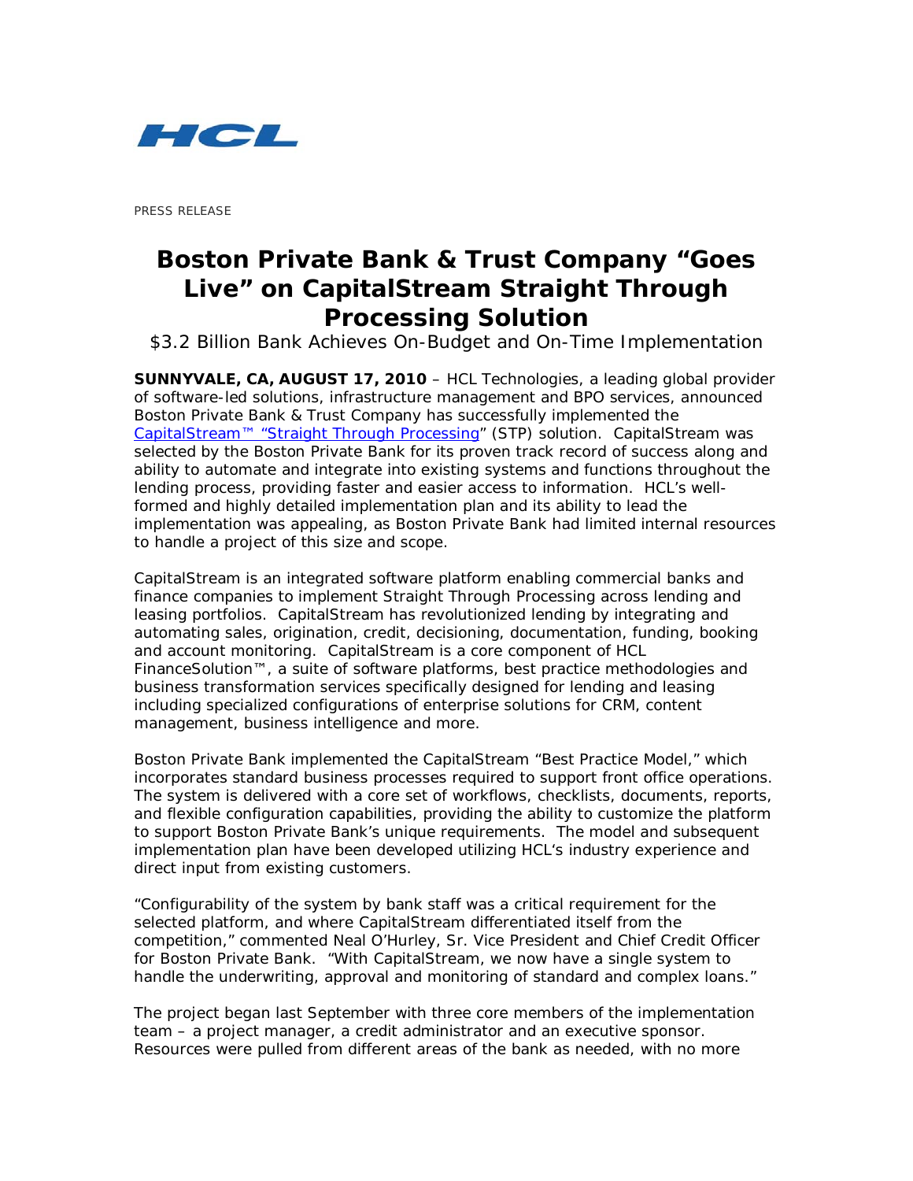HCL

PRESS RELEASE

# Boston Private Bank & Trust Company "Goes Live" on CapitalStream Straight Through Processing Solution

$3.2 Billion Bank Achieves On-Budget and On-Time Implementation

**SUNNYVALE, CA, AUGUST 17, 2010** – HCL Technologies, a leading global provider of software-led solutions, infrastructure management and BPO services, announced Boston Private Bank & Trust Company has successfully implemented the CapitalStream™ "Straight Through Processing" (STP) solution. CapitalStream was selected by the Boston Private Bank for its proven track record of success along and ability to automate and integrate into existing systems and functions throughout the lending process, providing faster and easier access to information. HCL's well-formed and highly detailed implementation plan and its ability to lead the implementation was appealing, as Boston Private Bank had limited internal resources to handle a project of this size and scope.

CapitalStream is an integrated software platform enabling commercial banks and finance companies to implement Straight Through Processing across lending and leasing portfolios. CapitalStream has revolutionized lending by integrating and automating sales, origination, credit, decisioning, documentation, funding, booking and account monitoring. CapitalStream is a core component of HCL FinanceSolution™, a suite of software platforms, best practice methodologies and business transformation services specifically designed for lending and leasing including specialized configurations of enterprise solutions for CRM, content management, business intelligence and more.

Boston Private Bank implemented the CapitalStream "Best Practice Model," which incorporates standard business processes required to support front office operations. The system is delivered with a core set of workflows, checklists, documents, reports, and flexible configuration capabilities, providing the ability to customize the platform to support Boston Private Bank's unique requirements. The model and subsequent implementation plan have been developed utilizing HCL's industry experience and direct input from existing customers.

"Configurability of the system by bank staff was a critical requirement for the selected platform, and where CapitalStream differentiated itself from the competition," commented Neal O'Hurley, Sr. Vice President and Chief Credit Officer for Boston Private Bank. "With CapitalStream, we now have a single system to handle the underwriting, approval and monitoring of standard and complex loans."

The project began last September with three core members of the implementation team – a project manager, a credit administrator and an executive sponsor. Resources were pulled from different areas of the bank as needed, with no more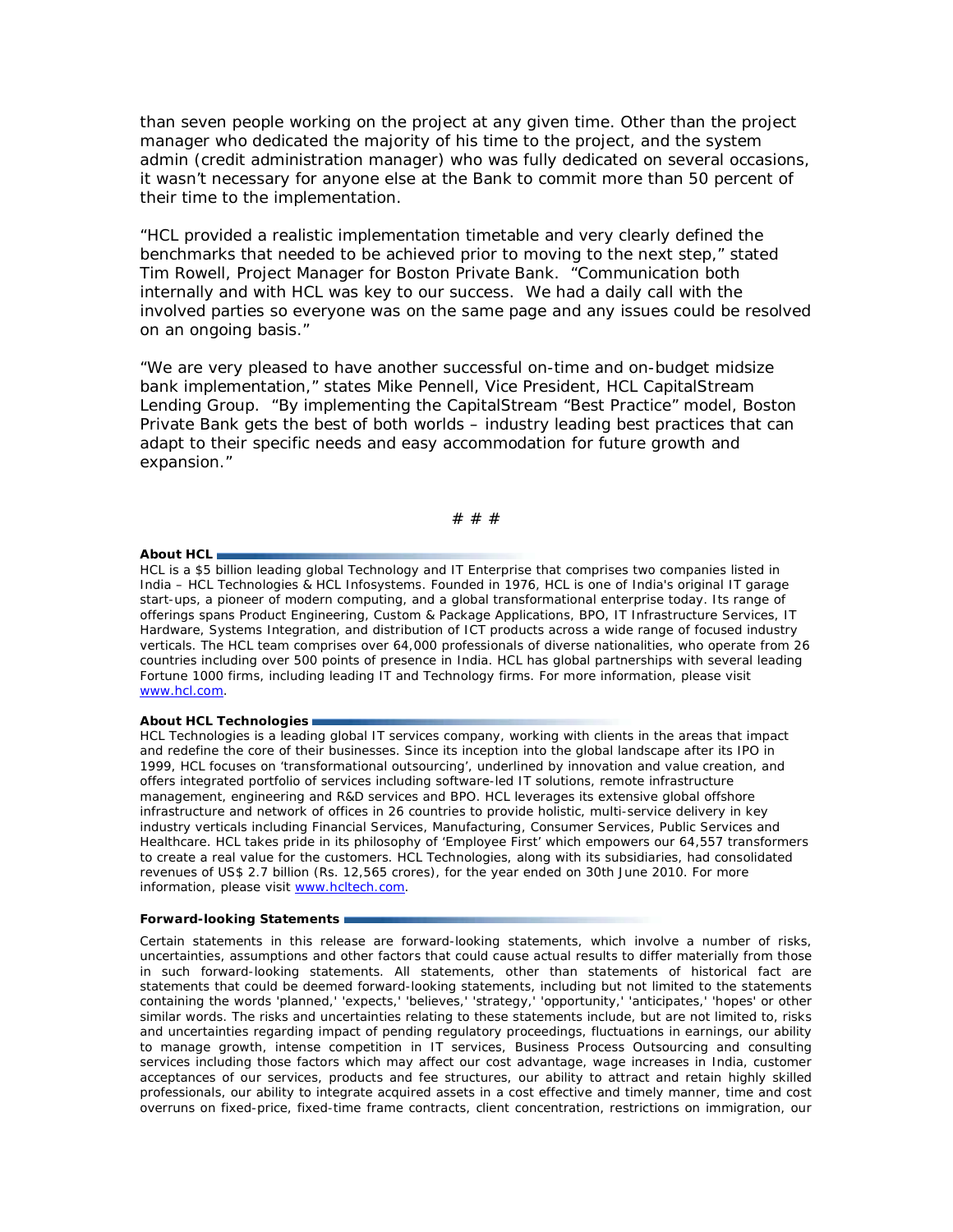than seven people working on the project at any given time. Other than the project manager who dedicated the majority of his time to the project, and the system admin (credit administration manager) who was fully dedicated on several occasions, it wasn't necessary for anyone else at the Bank to commit more than 50 percent of their time to the implementation.

"HCL provided a realistic implementation timetable and very clearly defined the benchmarks that needed to be achieved prior to moving to the next step," stated Tim Rowell, Project Manager for Boston Private Bank. "Communication both internally and with HCL was key to our success. We had a daily call with the involved parties so everyone was on the same page and any issues could be resolved on an ongoing basis."

"We are very pleased to have another successful on-time and on-budget midsize bank implementation," states Mike Pennell, Vice President, HCL CapitalStream Lending Group. "By implementing the CapitalStream "Best Practice" model, Boston Private Bank gets the best of both worlds – industry leading best practices that can adapt to their specific needs and easy accommodation for future growth and expansion."

# # #

**About HCL**

HCL is a $5 billion leading global Technology and IT Enterprise that comprises two companies listed in India – HCL Technologies & HCL Infosystems. Founded in 1976, HCL is one of India's original IT garage start-ups, a pioneer of modern computing, and a global transformational enterprise today. Its range of offerings spans Product Engineering, Custom & Package Applications, BPO, IT Infrastructure Services, IT Hardware, Systems Integration, and distribution of ICT products across a wide range of focused industry verticals. The HCL team comprises over 64,000 professionals of diverse nationalities, who operate from 26 countries including over 500 points of presence in India. HCL has global partnerships with several leading Fortune 1000 firms, including leading IT and Technology firms. For more information, please visit www.hcl.com.

**About HCL Technologies**

HCL Technologies is a leading global IT services company, working with clients in the areas that impact and redefine the core of their businesses. Since its inception into the global landscape after its IPO in 1999, HCL focuses on 'transformational outsourcing', underlined by innovation and value creation, and offers integrated portfolio of services including software-led IT solutions, remote infrastructure management, engineering and R&D services and BPO. HCL leverages its extensive global offshore infrastructure and network of offices in 26 countries to provide holistic, multi-service delivery in key industry verticals including Financial Services, Manufacturing, Consumer Services, Public Services and Healthcare. HCL takes pride in its philosophy of 'Employee First' which empowers our 64,557 transformers to create a real value for the customers. HCL Technologies, along with its subsidiaries, had consolidated revenues of US$ 2.7 billion (Rs. 12,565 crores), for the year ended on 30th June 2010. For more information, please visit www.hcltech.com.

**Forward-looking Statements**

Certain statements in this release are forward-looking statements, which involve a number of risks, uncertainties, assumptions and other factors that could cause actual results to differ materially from those in such forward-looking statements. All statements, other than statements of historical fact are statements that could be deemed forward-looking statements, including but not limited to the statements containing the words 'planned,' 'expects,' 'believes,' 'strategy,' 'opportunity,' 'anticipates,' 'hopes' or other similar words. The risks and uncertainties relating to these statements include, but are not limited to, risks and uncertainties regarding impact of pending regulatory proceedings, fluctuations in earnings, our ability to manage growth, intense competition in IT services, Business Process Outsourcing and consulting services including those factors which may affect our cost advantage, wage increases in India, customer acceptances of our services, products and fee structures, our ability to attract and retain highly skilled professionals, our ability to integrate acquired assets in a cost effective and timely manner, time and cost overruns on fixed-price, fixed-time frame contracts, client concentration, restrictions on immigration, our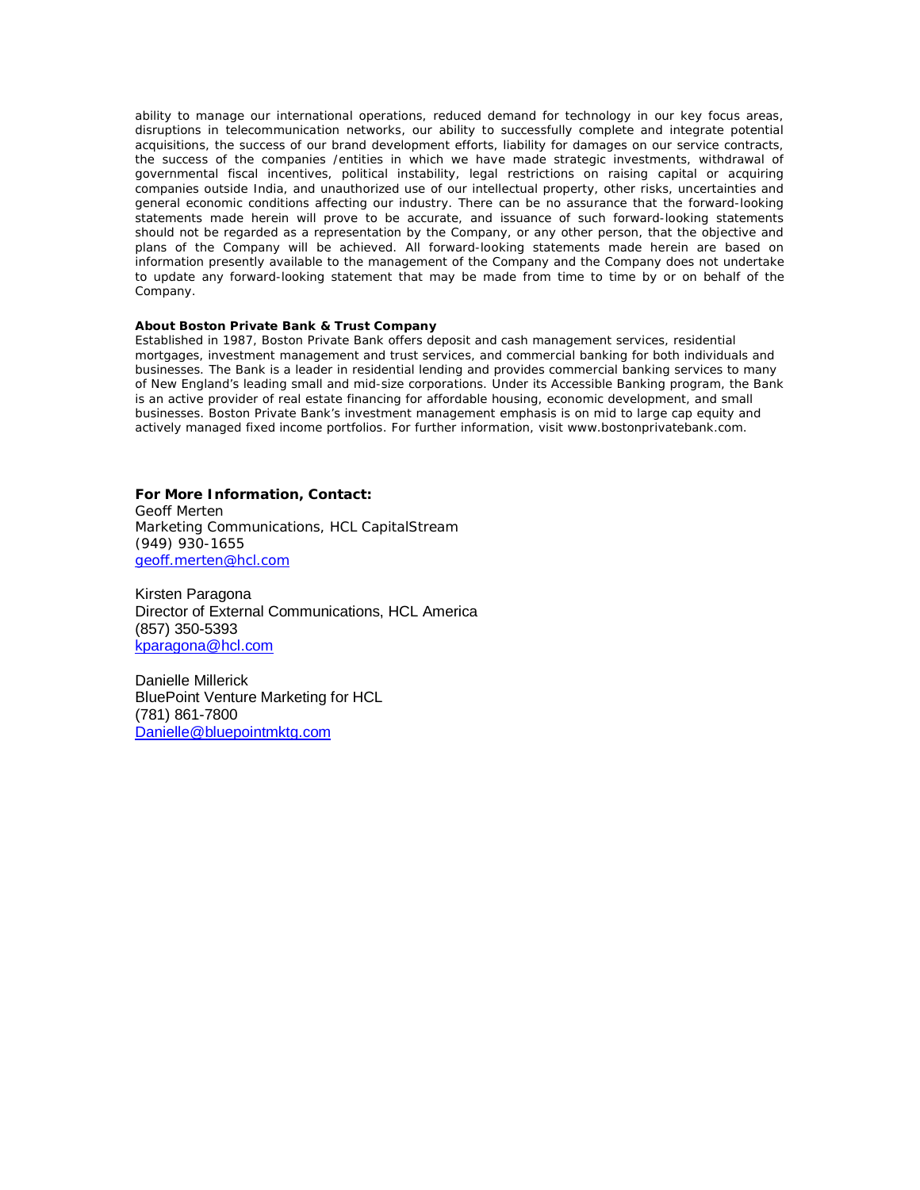ability to manage our international operations, reduced demand for technology in our key focus areas, disruptions in telecommunication networks, our ability to successfully complete and integrate potential acquisitions, the success of our brand development efforts, liability for damages on our service contracts, the success of the companies /entities in which we have made strategic investments, withdrawal of governmental fiscal incentives, political instability, legal restrictions on raising capital or acquiring companies outside India, and unauthorized use of our intellectual property, other risks, uncertainties and general economic conditions affecting our industry. There can be no assurance that the forward-looking statements made herein will prove to be accurate, and issuance of such forward-looking statements should not be regarded as a representation by the Company, or any other person, that the objective and plans of the Company will be achieved. All forward-looking statements made herein are based on information presently available to the management of the Company and the Company does not undertake to update any forward-looking statement that may be made from time to time by or on behalf of the Company.

**About Boston Private Bank & Trust Company**

Established in 1987, Boston Private Bank offers deposit and cash management services, residential mortgages, investment management and trust services, and commercial banking for both individuals and businesses. The Bank is a leader in residential lending and provides commercial banking services to many of New England's leading small and mid-size corporations. Under its Accessible Banking program, the Bank is an active provider of real estate financing for affordable housing, economic development, and small businesses. Boston Private Bank's investment management emphasis is on mid to large cap equity and actively managed fixed income portfolios. For further information, visit www.bostonprivatebank.com.

**For More Information, Contact:**

Geoff Merten
Marketing Communications, HCL CapitalStream
(949) 930-1655
geoff.merten@hcl.com

Kirsten Paragona
Director of External Communications, HCL America
(857) 350-5393
kparagona@hcl.com

Danielle Millerick
BluePoint Venture Marketing for HCL
(781) 861-7800
Danielle@bluepointmktg.com